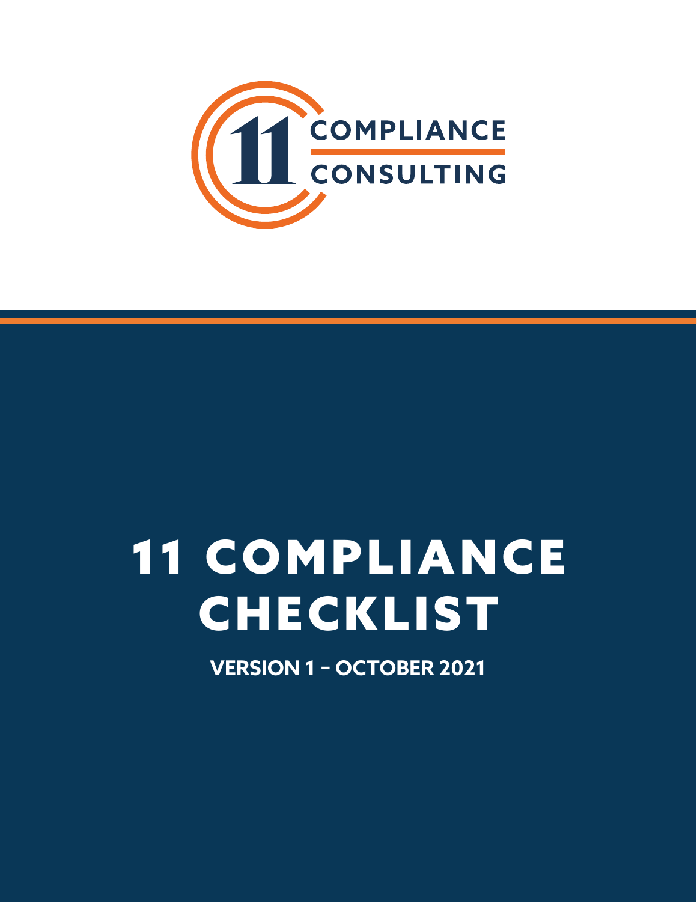11 COMPLIANCE
CONSULTING

# 11 COMPLIANCE CHECKLIST

**VERSION 1 – OCTOBER 2021**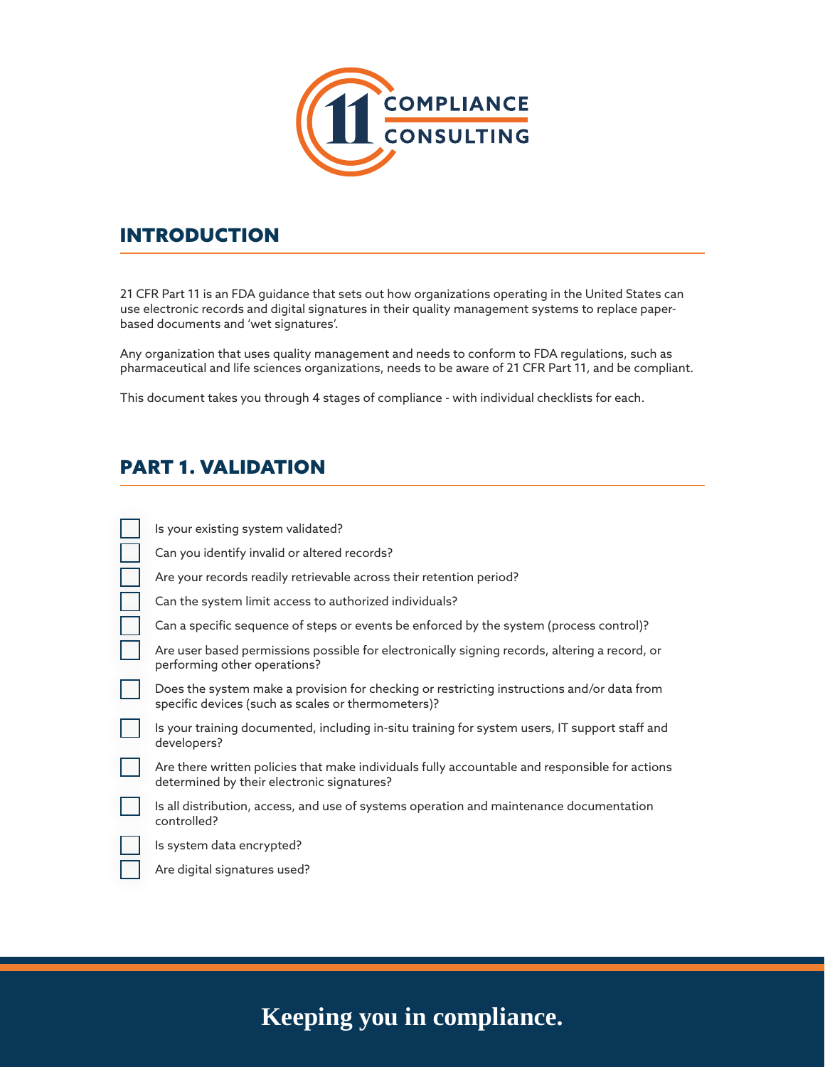COMPLIANCE CONSULTING

## INTRODUCTION

21 CFR Part 11 is an FDA guidance that sets out how organizations operating in the United States can use electronic records and digital signatures in their quality management systems to replace paper-based documents and 'wet signatures'.

Any organization that uses quality management and needs to conform to FDA regulations, such as pharmaceutical and life sciences organizations, needs to be aware of 21 CFR Part 11, and be compliant.

This document takes you through 4 stages of compliance - with individual checklists for each.

## PART 1. VALIDATION

- [ ] Is your existing system validated?
- [ ] Can you identify invalid or altered records?
- [ ] Are your records readily retrievable across their retention period?
- [ ] Can the system limit access to authorized individuals?
- [ ] Can a specific sequence of steps or events be enforced by the system (process control)?
- [ ] Are user based permissions possible for electronically signing records, altering a record, or performing other operations?
- [ ] Does the system make a provision for checking or restricting instructions and/or data from specific devices (such as scales or thermometers)?
- [ ] Is your training documented, including in-situ training for system users, IT support staff and developers?
- [ ] Are there written policies that make individuals fully accountable and responsible for actions determined by their electronic signatures?
- [ ] Is all distribution, access, and use of systems operation and maintenance documentation controlled?
- [ ] Is system data encrypted?
- [ ] Are digital signatures used?

**Keeping you in compliance.**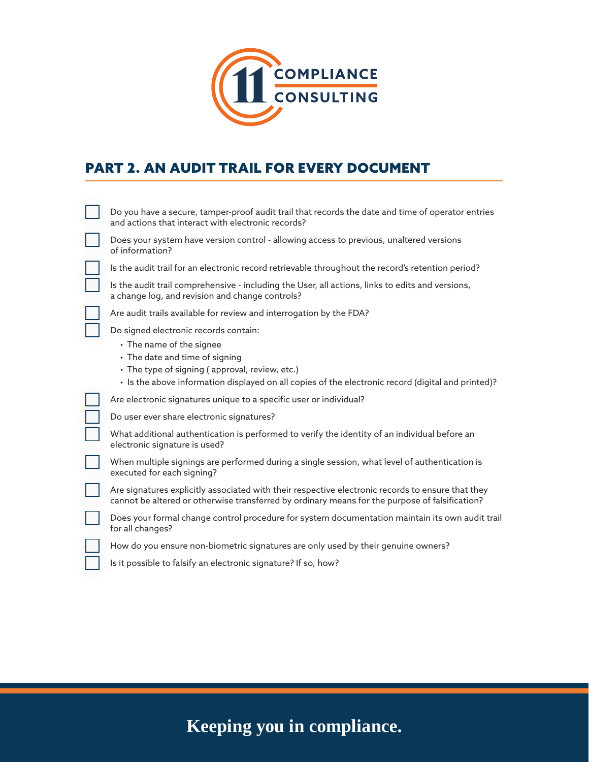## PART 2. AN AUDIT TRAIL FOR EVERY DOCUMENT

- [ ] Do you have a secure, tamper-proof audit trail that records the date and time of operator entries and actions that interact with electronic records?
- [ ] Does your system have version control - allowing access to previous, unaltered versions of information?
- [ ] Is the audit trail for an electronic record retrievable throughout the record's retention period?
- [ ] Is the audit trail comprehensive - including the User, all actions, links to edits and versions, a change log, and revision and change controls?
- [ ] Are audit trails available for review and interrogation by the FDA?
- [ ] Do signed electronic records contain:
  - The name of the signee
  - The date and time of signing
  - The type of signing ( approval, review, etc.)
  - Is the above information displayed on all copies of the electronic record (digital and printed)?
- [ ] Are electronic signatures unique to a specific user or individual?
- [ ] Do user ever share electronic signatures?
- [ ] What additional authentication is performed to verify the identity of an individual before an electronic signature is used?
- [ ] When multiple signings are performed during a single session, what level of authentication is executed for each signing?
- [ ] Are signatures explicitly associated with their respective electronic records to ensure that they cannot be altered or otherwise transferred by ordinary means for the purpose of falsification?
- [ ] Does your formal change control procedure for system documentation maintain its own audit trail for all changes?
- [ ] How do you ensure non-biometric signatures are only used by their genuine owners?
- [ ] Is it possible to falsify an electronic signature? If so, how?

**Keeping you in compliance.**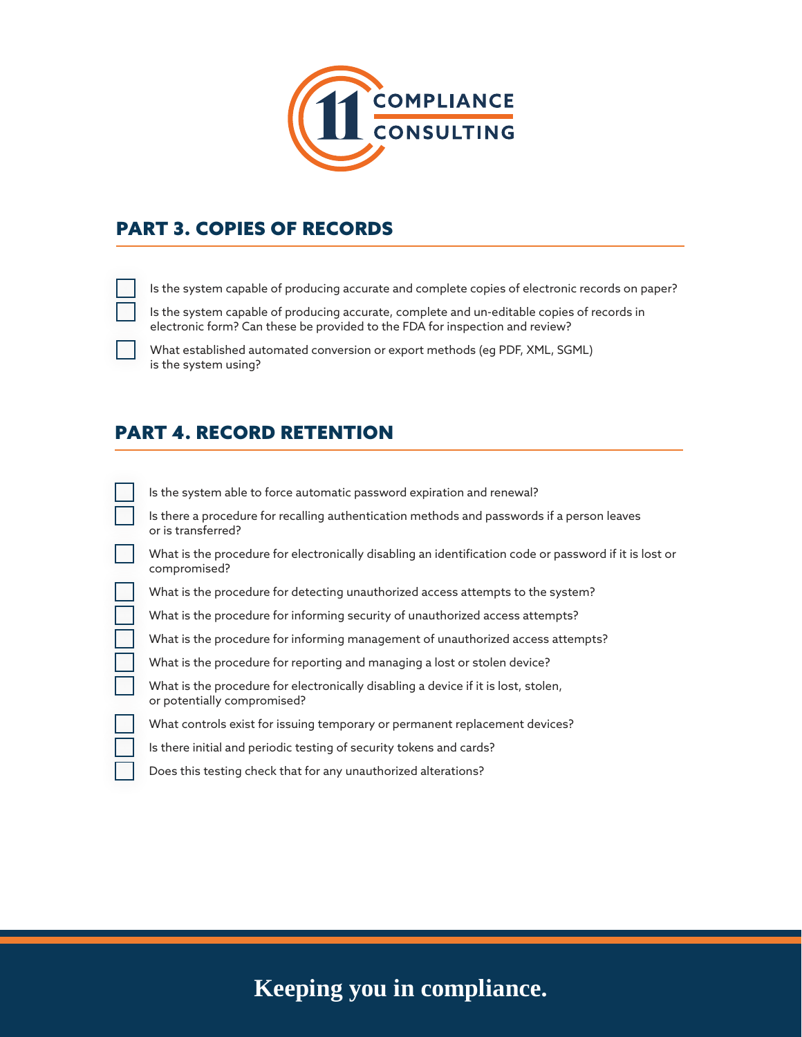## PART 3. COPIES OF RECORDS

- [ ] Is the system capable of producing accurate and complete copies of electronic records on paper?
- [ ] Is the system capable of producing accurate, complete and un-editable copies of records in electronic form? Can these be provided to the FDA for inspection and review?
- [ ] What established automated conversion or export methods (eg PDF, XML, SGML) is the system using?

## PART 4. RECORD RETENTION

- [ ] Is the system able to force automatic password expiration and renewal?
- [ ] Is there a procedure for recalling authentication methods and passwords if a person leaves or is transferred?
- [ ] What is the procedure for electronically disabling an identification code or password if it is lost or compromised?
- [ ] What is the procedure for detecting unauthorized access attempts to the system?
- [ ] What is the procedure for informing security of unauthorized access attempts?
- [ ] What is the procedure for informing management of unauthorized access attempts?
- [ ] What is the procedure for reporting and managing a lost or stolen device?
- [ ] What is the procedure for electronically disabling a device if it is lost, stolen, or potentially compromised?
- [ ] What controls exist for issuing temporary or permanent replacement devices?
- [ ] Is there initial and periodic testing of security tokens and cards?
- [ ] Does this testing check that for any unauthorized alterations?

**Keeping you in compliance.**